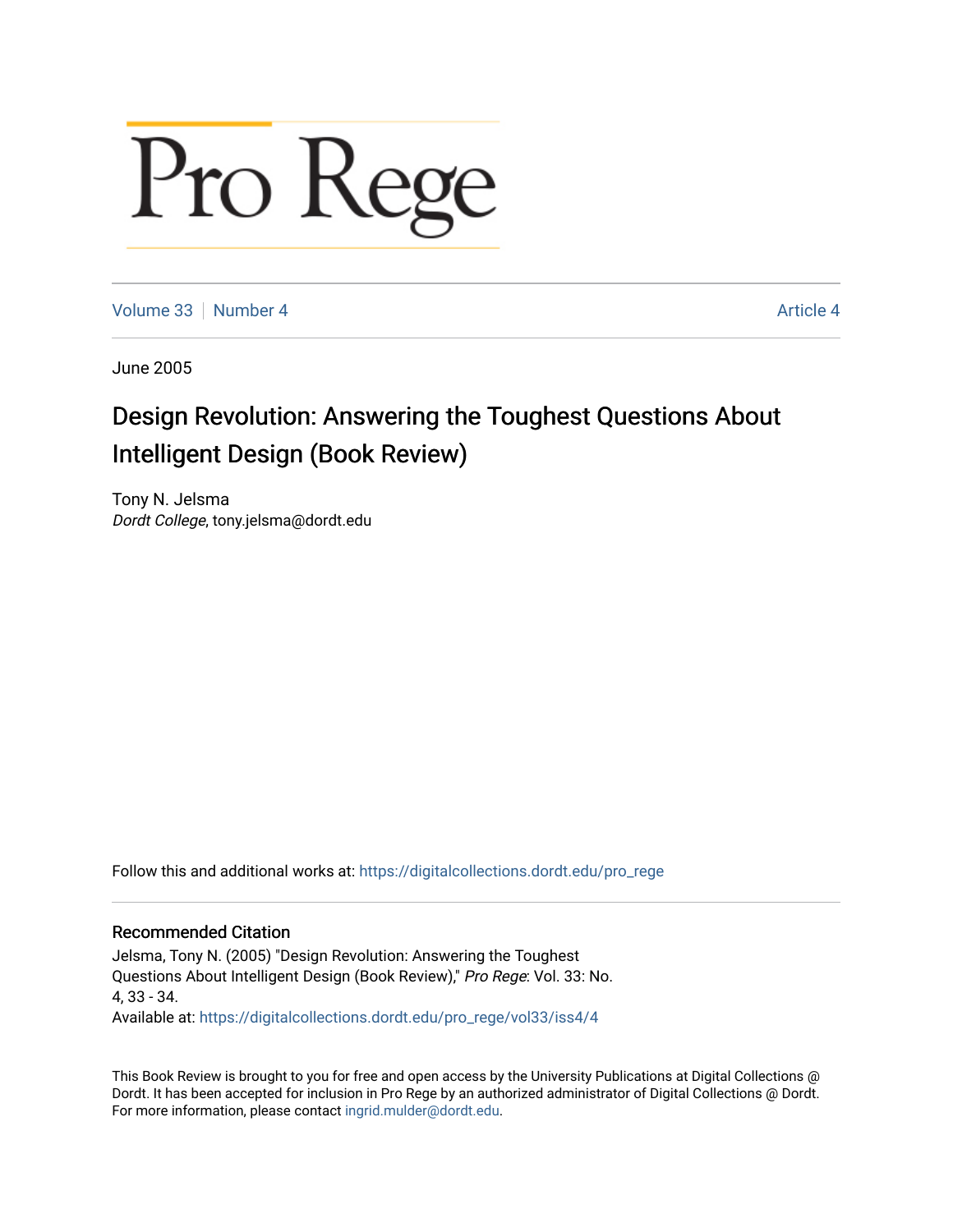# Pro Rege

Volume 33 | Number 4 | Article 4

June 2005

## Design Revolution: Answering the Toughest Questions About Intelligent Design (Book Review)

Tony N. Jelsma
*Dordt College*, tony.jelsma@dordt.edu

Follow this and additional works at: https://digitalcollections.dordt.edu/pro_rege

### Recommended Citation

Jelsma, Tony N. (2005) "Design Revolution: Answering the Toughest Questions About Intelligent Design (Book Review)," *Pro Rege*: Vol. 33: No. 4, 33 - 34.
Available at: https://digitalcollections.dordt.edu/pro_rege/vol33/iss4/4

This Book Review is brought to you for free and open access by the University Publications at Digital Collections @ Dordt. It has been accepted for inclusion in Pro Rege by an authorized administrator of Digital Collections @ Dordt. For more information, please contact ingrid.mulder@dordt.edu.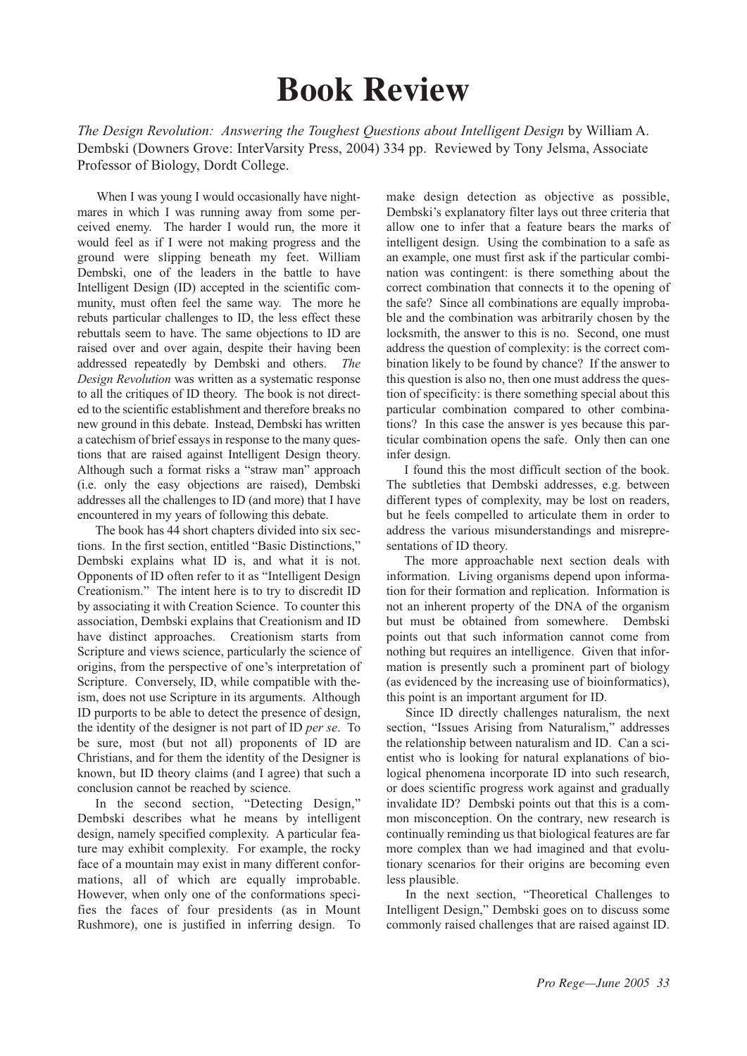# Book Review

*The Design Revolution: Answering the Toughest Questions about Intelligent Design* by William A. Dembski (Downers Grove: InterVarsity Press, 2004) 334 pp. Reviewed by Tony Jelsma, Associate Professor of Biology, Dordt College.

When I was young I would occasionally have nightmares in which I was running away from some perceived enemy. The harder I would run, the more it would feel as if I were not making progress and the ground were slipping beneath my feet. William Dembski, one of the leaders in the battle to have Intelligent Design (ID) accepted in the scientific community, must often feel the same way. The more he rebuts particular challenges to ID, the less effect these rebuttals seem to have. The same objections to ID are raised over and over again, despite their having been addressed repeatedly by Dembski and others. *The Design Revolution* was written as a systematic response to all the critiques of ID theory. The book is not directed to the scientific establishment and therefore breaks no new ground in this debate. Instead, Dembski has written a catechism of brief essays in response to the many questions that are raised against Intelligent Design theory. Although such a format risks a "straw man" approach (i.e. only the easy objections are raised), Dembski addresses all the challenges to ID (and more) that I have encountered in my years of following this debate.

The book has 44 short chapters divided into six sections. In the first section, entitled "Basic Distinctions," Dembski explains what ID is, and what it is not. Opponents of ID often refer to it as "Intelligent Design Creationism." The intent here is to try to discredit ID by associating it with Creation Science. To counter this association, Dembski explains that Creationism and ID have distinct approaches. Creationism starts from Scripture and views science, particularly the science of origins, from the perspective of one's interpretation of Scripture. Conversely, ID, while compatible with theism, does not use Scripture in its arguments. Although ID purports to be able to detect the presence of design, the identity of the designer is not part of ID *per se*. To be sure, most (but not all) proponents of ID are Christians, and for them the identity of the Designer is known, but ID theory claims (and I agree) that such a conclusion cannot be reached by science.

In the second section, "Detecting Design," Dembski describes what he means by intelligent design, namely specified complexity. A particular feature may exhibit complexity. For example, the rocky face of a mountain may exist in many different conformations, all of which are equally improbable. However, when only one of the conformations specifies the faces of four presidents (as in Mount Rushmore), one is justified in inferring design. To make design detection as objective as possible, Dembski's explanatory filter lays out three criteria that allow one to infer that a feature bears the marks of intelligent design. Using the combination to a safe as an example, one must first ask if the particular combination was contingent: is there something about the correct combination that connects it to the opening of the safe? Since all combinations are equally improbable and the combination was arbitrarily chosen by the locksmith, the answer to this is no. Second, one must address the question of complexity: is the correct combination likely to be found by chance? If the answer to this question is also no, then one must address the question of specificity: is there something special about this particular combination compared to other combinations? In this case the answer is yes because this particular combination opens the safe. Only then can one infer design.

I found this the most difficult section of the book. The subtleties that Dembski addresses, e.g. between different types of complexity, may be lost on readers, but he feels compelled to articulate them in order to address the various misunderstandings and misrepresentations of ID theory.

The more approachable next section deals with information. Living organisms depend upon information for their formation and replication. Information is not an inherent property of the DNA of the organism but must be obtained from somewhere. Dembski points out that such information cannot come from nothing but requires an intelligence. Given that information is presently such a prominent part of biology (as evidenced by the increasing use of bioinformatics), this point is an important argument for ID.

Since ID directly challenges naturalism, the next section, "Issues Arising from Naturalism," addresses the relationship between naturalism and ID. Can a scientist who is looking for natural explanations of biological phenomena incorporate ID into such research, or does scientific progress work against and gradually invalidate ID? Dembski points out that this is a common misconception. On the contrary, new research is continually reminding us that biological features are far more complex than we had imagined and that evolutionary scenarios for their origins are becoming even less plausible.

In the next section, "Theoretical Challenges to Intelligent Design," Dembski goes on to discuss some commonly raised challenges that are raised against ID.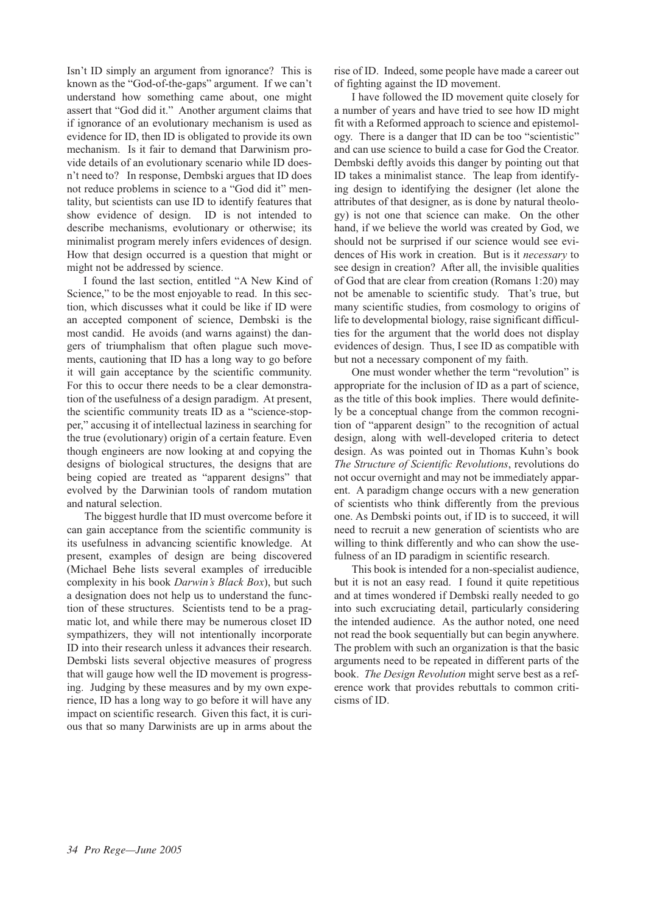Isn't ID simply an argument from ignorance? This is known as the "God-of-the-gaps" argument. If we can't understand how something came about, one might assert that "God did it." Another argument claims that if ignorance of an evolutionary mechanism is used as evidence for ID, then ID is obligated to provide its own mechanism. Is it fair to demand that Darwinism provide details of an evolutionary scenario while ID doesn't need to? In response, Dembski argues that ID does not reduce problems in science to a "God did it" mentality, but scientists can use ID to identify features that show evidence of design. ID is not intended to describe mechanisms, evolutionary or otherwise; its minimalist program merely infers evidences of design. How that design occurred is a question that might or might not be addressed by science.

I found the last section, entitled "A New Kind of Science," to be the most enjoyable to read. In this section, which discusses what it could be like if ID were an accepted component of science, Dembski is the most candid. He avoids (and warns against) the dangers of triumphalism that often plague such movements, cautioning that ID has a long way to go before it will gain acceptance by the scientific community. For this to occur there needs to be a clear demonstration of the usefulness of a design paradigm. At present, the scientific community treats ID as a "science-stopper," accusing it of intellectual laziness in searching for the true (evolutionary) origin of a certain feature. Even though engineers are now looking at and copying the designs of biological structures, the designs that are being copied are treated as "apparent designs" that evolved by the Darwinian tools of random mutation and natural selection.

The biggest hurdle that ID must overcome before it can gain acceptance from the scientific community is its usefulness in advancing scientific knowledge. At present, examples of design are being discovered (Michael Behe lists several examples of irreducible complexity in his book *Darwin's Black Box*), but such a designation does not help us to understand the function of these structures. Scientists tend to be a pragmatic lot, and while there may be numerous closet ID sympathizers, they will not intentionally incorporate ID into their research unless it advances their research. Dembski lists several objective measures of progress that will gauge how well the ID movement is progressing. Judging by these measures and by my own experience, ID has a long way to go before it will have any impact on scientific research. Given this fact, it is curious that so many Darwinists are up in arms about the rise of ID. Indeed, some people have made a career out of fighting against the ID movement.

I have followed the ID movement quite closely for a number of years and have tried to see how ID might fit with a Reformed approach to science and epistemology. There is a danger that ID can be too "scientistic" and can use science to build a case for God the Creator. Dembski deftly avoids this danger by pointing out that ID takes a minimalist stance. The leap from identifying design to identifying the designer (let alone the attributes of that designer, as is done by natural theology) is not one that science can make. On the other hand, if we believe the world was created by God, we should not be surprised if our science would see evidences of His work in creation. But is it *necessary* to see design in creation? After all, the invisible qualities of God that are clear from creation (Romans 1:20) may not be amenable to scientific study. That's true, but many scientific studies, from cosmology to origins of life to developmental biology, raise significant difficulties for the argument that the world does not display evidences of design. Thus, I see ID as compatible with but not a necessary component of my faith.

One must wonder whether the term "revolution" is appropriate for the inclusion of ID as a part of science, as the title of this book implies. There would definitely be a conceptual change from the common recognition of "apparent design" to the recognition of actual design, along with well-developed criteria to detect design. As was pointed out in Thomas Kuhn's book *The Structure of Scientific Revolutions*, revolutions do not occur overnight and may not be immediately apparent. A paradigm change occurs with a new generation of scientists who think differently from the previous one. As Dembski points out, if ID is to succeed, it will need to recruit a new generation of scientists who are willing to think differently and who can show the usefulness of an ID paradigm in scientific research.

This book is intended for a non-specialist audience, but it is not an easy read. I found it quite repetitious and at times wondered if Dembski really needed to go into such excruciating detail, particularly considering the intended audience. As the author noted, one need not read the book sequentially but can begin anywhere. The problem with such an organization is that the basic arguments need to be repeated in different parts of the book. *The Design Revolution* might serve best as a reference work that provides rebuttals to common criticisms of ID.